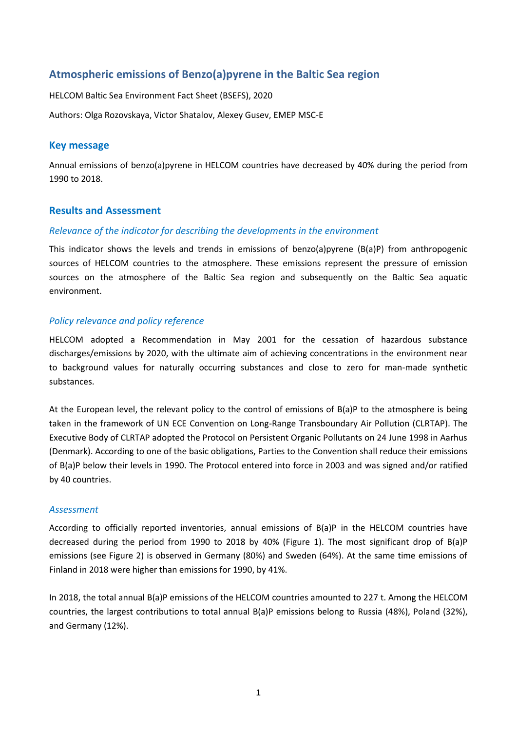# Atmospheric emissions of Benzo(a)pyrene in the Baltic Sea region

HELCOM Baltic Sea Environment Fact Sheet (BSEFS), 2020

Authors: Olga Rozovskaya, Victor Shatalov, Alexey Gusev, EMEP MSC-E

## Key message

Annual emissions of benzo(a)pyrene in HELCOM countries have decreased by 40% during the period from 1990 to 2018.

## Results and Assessment

### *Relevance of the indicator for describing the developments in the environment*

This indicator shows the levels and trends in emissions of benzo(a)pyrene (B(a)P) from anthropogenic sources of HELCOM countries to the atmosphere. These emissions represent the pressure of emission sources on the atmosphere of the Baltic Sea region and subsequently on the Baltic Sea aquatic environment.

### *Policy relevance and policy reference*

HELCOM adopted a Recommendation in May 2001 for the cessation of hazardous substance discharges/emissions by 2020, with the ultimate aim of achieving concentrations in the environment near to background values for naturally occurring substances and close to zero for man-made synthetic substances.

At the European level, the relevant policy to the control of emissions of B(a)P to the atmosphere is being taken in the framework of UN ECE Convention on Long-Range Transboundary Air Pollution (CLRTAP). The Executive Body of CLRTAP adopted the Protocol on Persistent Organic Pollutants on 24 June 1998 in Aarhus (Denmark). According to one of the basic obligations, Parties to the Convention shall reduce their emissions of B(a)P below their levels in 1990. The Protocol entered into force in 2003 and was signed and/or ratified by 40 countries.

### *Assessment*

According to officially reported inventories, annual emissions of B(a)P in the HELCOM countries have decreased during the period from 1990 to 2018 by 40% (Figure 1). The most significant drop of B(a)P emissions (see Figure 2) is observed in Germany (80%) and Sweden (64%). At the same time emissions of Finland in 2018 were higher than emissions for 1990, by 41%.

In 2018, the total annual B(a)P emissions of the HELCOM countries amounted to 227 t. Among the HELCOM countries, the largest contributions to total annual B(a)P emissions belong to Russia (48%), Poland (32%), and Germany (12%).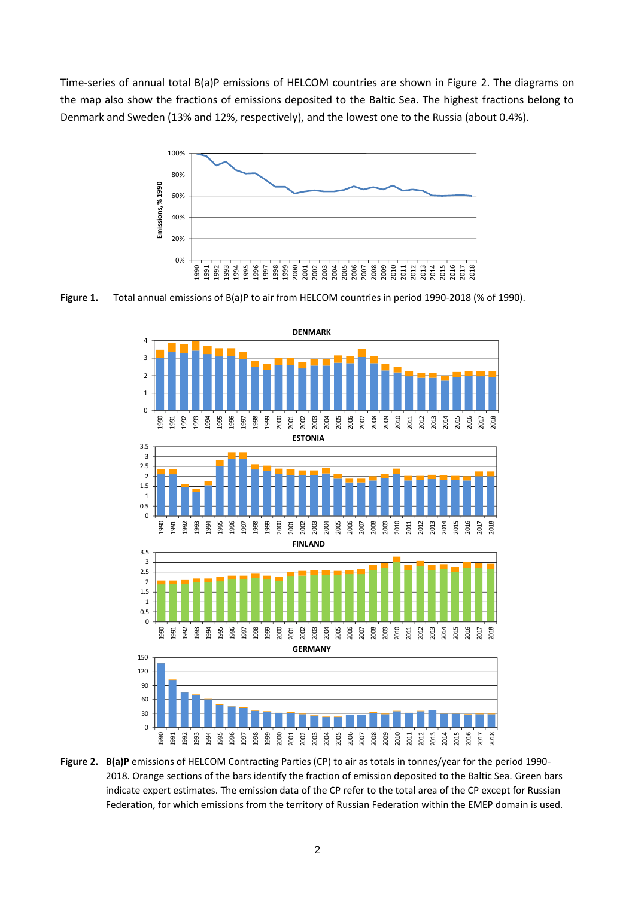Time-series of annual total B(a)P emissions of HELCOM countries are shown in Figure 2. The diagrams on the map also show the fractions of emissions deposited to the Baltic Sea. The highest fractions belong to Denmark and Sweden (13% and 12%, respectively), and the lowest one to the Russia (about 0.4%).

**Figure 1.** Total annual emissions of B(a)P to air from HELCOM countries in period 1990-2018 (% of 1990).

**Figure 2.** **B(a)P** emissions of HELCOM Contracting Parties (CP) to air as totals in tonnes/year for the period 1990-2018. Orange sections of the bars identify the fraction of emission deposited to the Baltic Sea. Green bars indicate expert estimates. The emission data of the CP refer to the total area of the CP except for Russian Federation, for which emissions from the territory of Russian Federation within the EMEP domain is used.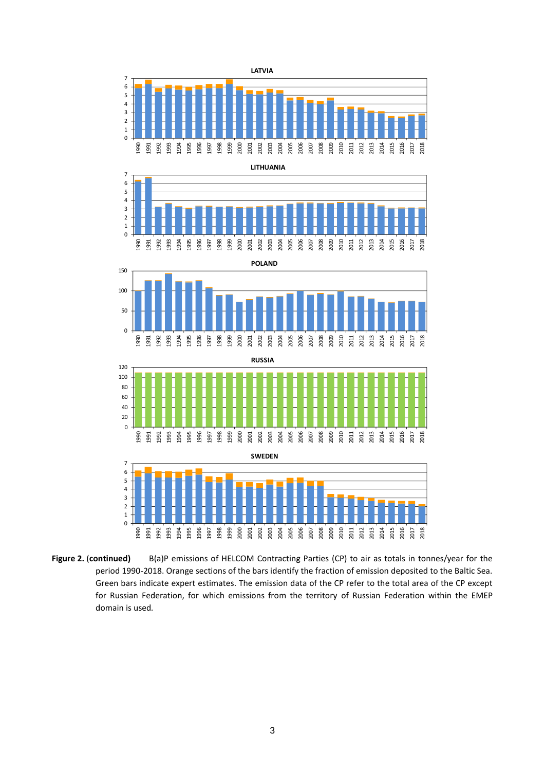**Figure 2.** (**continued**) B(a)P emissions of HELCOM Contracting Parties (CP) to air as totals in tonnes/year for the period 1990-2018. Orange sections of the bars identify the fraction of emission deposited to the Baltic Sea. Green bars indicate expert estimates. The emission data of the CP refer to the total area of the CP except for Russian Federation, for which emissions from the territory of Russian Federation within the EMEP domain is used.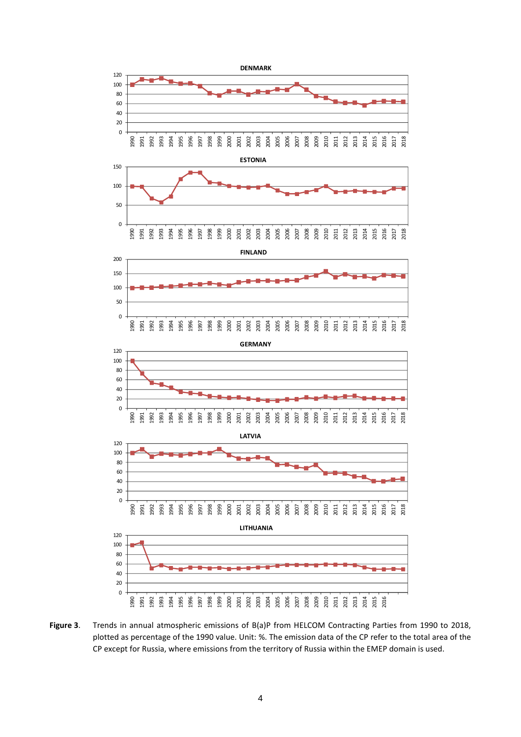**Figure 3**. Trends in annual atmospheric emissions of B(a)P from HELCOM Contracting Parties from 1990 to 2018, plotted as percentage of the 1990 value. Unit: %. The emission data of the CP refer to the total area of the CP except for Russia, where emissions from the territory of Russia within the EMEP domain is used.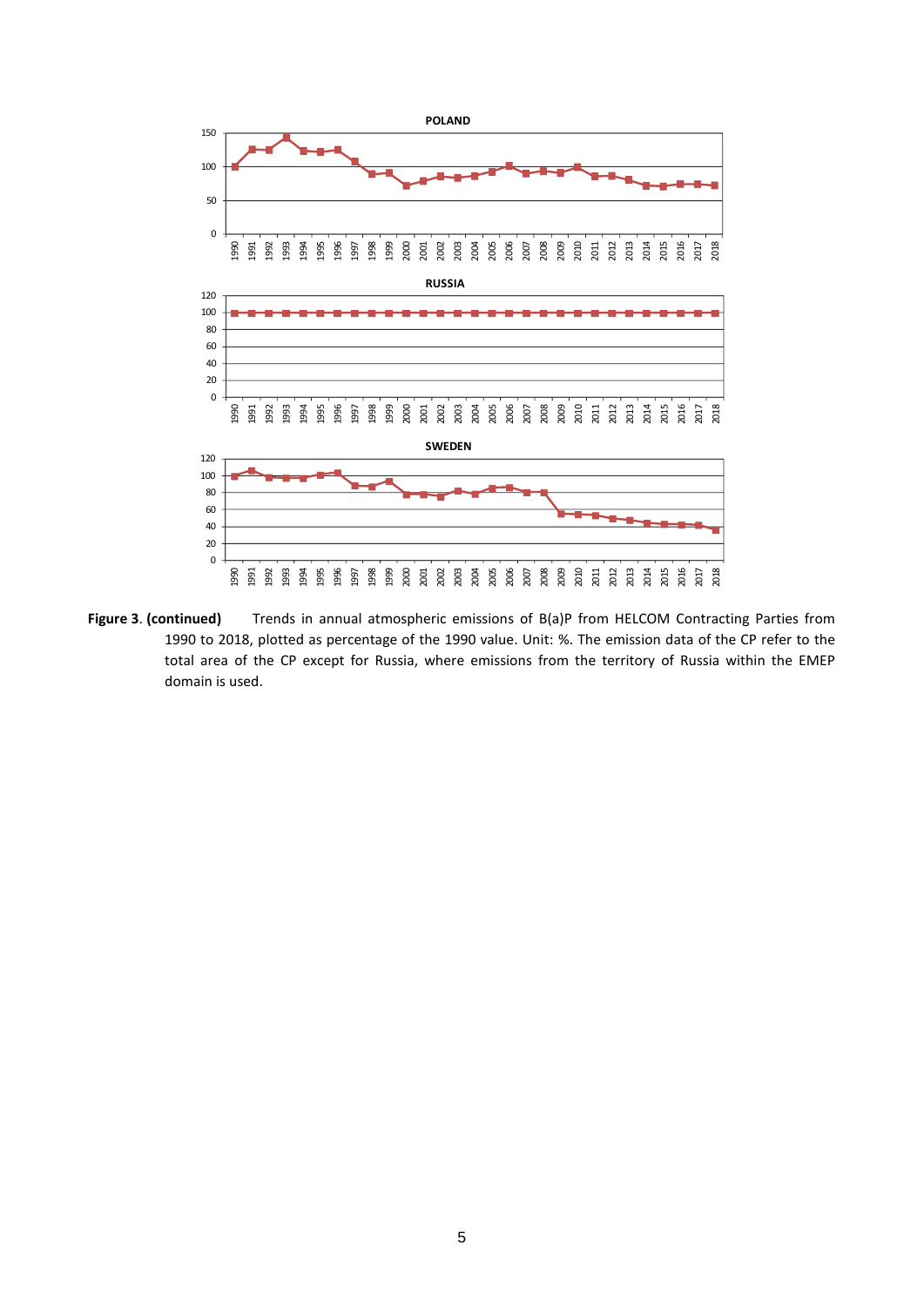**Figure 3. (continued)** Trends in annual atmospheric emissions of B(a)P from HELCOM Contracting Parties from 1990 to 2018, plotted as percentage of the 1990 value. Unit: %. The emission data of the CP refer to the total area of the CP except for Russia, where emissions from the territory of Russia within the EMEP domain is used.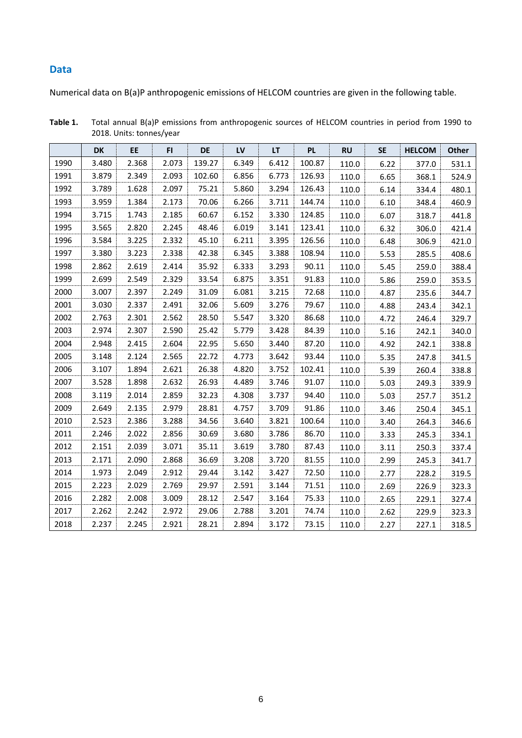## Data

Numerical data on B(a)P anthropogenic emissions of HELCOM countries are given in the following table.

**Table 1.** Total annual B(a)P emissions from anthropogenic sources of HELCOM countries in period from 1990 to 2018. Units: tonnes/year

| | DK | EE | FI | DE | LV | LT | PL | RU | SE | HELCOM | Other |
|---|---|---|---|---|---|---|---|---|---|---|---|
| 1990 | 3.480 | 2.368 | 2.073 | 139.27 | 6.349 | 6.412 | 100.87 | 110.0 | 6.22 | 377.0 | 531.1 |
| 1991 | 3.879 | 2.349 | 2.093 | 102.60 | 6.856 | 6.773 | 126.93 | 110.0 | 6.65 | 368.1 | 524.9 |
| 1992 | 3.789 | 1.628 | 2.097 | 75.21 | 5.860 | 3.294 | 126.43 | 110.0 | 6.14 | 334.4 | 480.1 |
| 1993 | 3.959 | 1.384 | 2.173 | 70.06 | 6.266 | 3.711 | 144.74 | 110.0 | 6.10 | 348.4 | 460.9 |
| 1994 | 3.715 | 1.743 | 2.185 | 60.67 | 6.152 | 3.330 | 124.85 | 110.0 | 6.07 | 318.7 | 441.8 |
| 1995 | 3.565 | 2.820 | 2.245 | 48.46 | 6.019 | 3.141 | 123.41 | 110.0 | 6.32 | 306.0 | 421.4 |
| 1996 | 3.584 | 3.225 | 2.332 | 45.10 | 6.211 | 3.395 | 126.56 | 110.0 | 6.48 | 306.9 | 421.0 |
| 1997 | 3.380 | 3.223 | 2.338 | 42.38 | 6.345 | 3.388 | 108.94 | 110.0 | 5.53 | 285.5 | 408.6 |
| 1998 | 2.862 | 2.619 | 2.414 | 35.92 | 6.333 | 3.293 | 90.11 | 110.0 | 5.45 | 259.0 | 388.4 |
| 1999 | 2.699 | 2.549 | 2.329 | 33.54 | 6.875 | 3.351 | 91.83 | 110.0 | 5.86 | 259.0 | 353.5 |
| 2000 | 3.007 | 2.397 | 2.249 | 31.09 | 6.081 | 3.215 | 72.68 | 110.0 | 4.87 | 235.6 | 344.7 |
| 2001 | 3.030 | 2.337 | 2.491 | 32.06 | 5.609 | 3.276 | 79.67 | 110.0 | 4.88 | 243.4 | 342.1 |
| 2002 | 2.763 | 2.301 | 2.562 | 28.50 | 5.547 | 3.320 | 86.68 | 110.0 | 4.72 | 246.4 | 329.7 |
| 2003 | 2.974 | 2.307 | 2.590 | 25.42 | 5.779 | 3.428 | 84.39 | 110.0 | 5.16 | 242.1 | 340.0 |
| 2004 | 2.948 | 2.415 | 2.604 | 22.95 | 5.650 | 3.440 | 87.20 | 110.0 | 4.92 | 242.1 | 338.8 |
| 2005 | 3.148 | 2.124 | 2.565 | 22.72 | 4.773 | 3.642 | 93.44 | 110.0 | 5.35 | 247.8 | 341.5 |
| 2006 | 3.107 | 1.894 | 2.621 | 26.38 | 4.820 | 3.752 | 102.41 | 110.0 | 5.39 | 260.4 | 338.8 |
| 2007 | 3.528 | 1.898 | 2.632 | 26.93 | 4.489 | 3.746 | 91.07 | 110.0 | 5.03 | 249.3 | 339.9 |
| 2008 | 3.119 | 2.014 | 2.859 | 32.23 | 4.308 | 3.737 | 94.40 | 110.0 | 5.03 | 257.7 | 351.2 |
| 2009 | 2.649 | 2.135 | 2.979 | 28.81 | 4.757 | 3.709 | 91.86 | 110.0 | 3.46 | 250.4 | 345.1 |
| 2010 | 2.523 | 2.386 | 3.288 | 34.56 | 3.640 | 3.821 | 100.64 | 110.0 | 3.40 | 264.3 | 346.6 |
| 2011 | 2.246 | 2.022 | 2.856 | 30.69 | 3.680 | 3.786 | 86.70 | 110.0 | 3.33 | 245.3 | 334.1 |
| 2012 | 2.151 | 2.039 | 3.071 | 35.11 | 3.619 | 3.780 | 87.43 | 110.0 | 3.11 | 250.3 | 337.4 |
| 2013 | 2.171 | 2.090 | 2.868 | 36.69 | 3.208 | 3.720 | 81.55 | 110.0 | 2.99 | 245.3 | 341.7 |
| 2014 | 1.973 | 2.049 | 2.912 | 29.44 | 3.142 | 3.427 | 72.50 | 110.0 | 2.77 | 228.2 | 319.5 |
| 2015 | 2.223 | 2.029 | 2.769 | 29.97 | 2.591 | 3.144 | 71.51 | 110.0 | 2.69 | 226.9 | 323.3 |
| 2016 | 2.282 | 2.008 | 3.009 | 28.12 | 2.547 | 3.164 | 75.33 | 110.0 | 2.65 | 229.1 | 327.4 |
| 2017 | 2.262 | 2.242 | 2.972 | 29.06 | 2.788 | 3.201 | 74.74 | 110.0 | 2.62 | 229.9 | 323.3 |
| 2018 | 2.237 | 2.245 | 2.921 | 28.21 | 2.894 | 3.172 | 73.15 | 110.0 | 2.27 | 227.1 | 318.5 |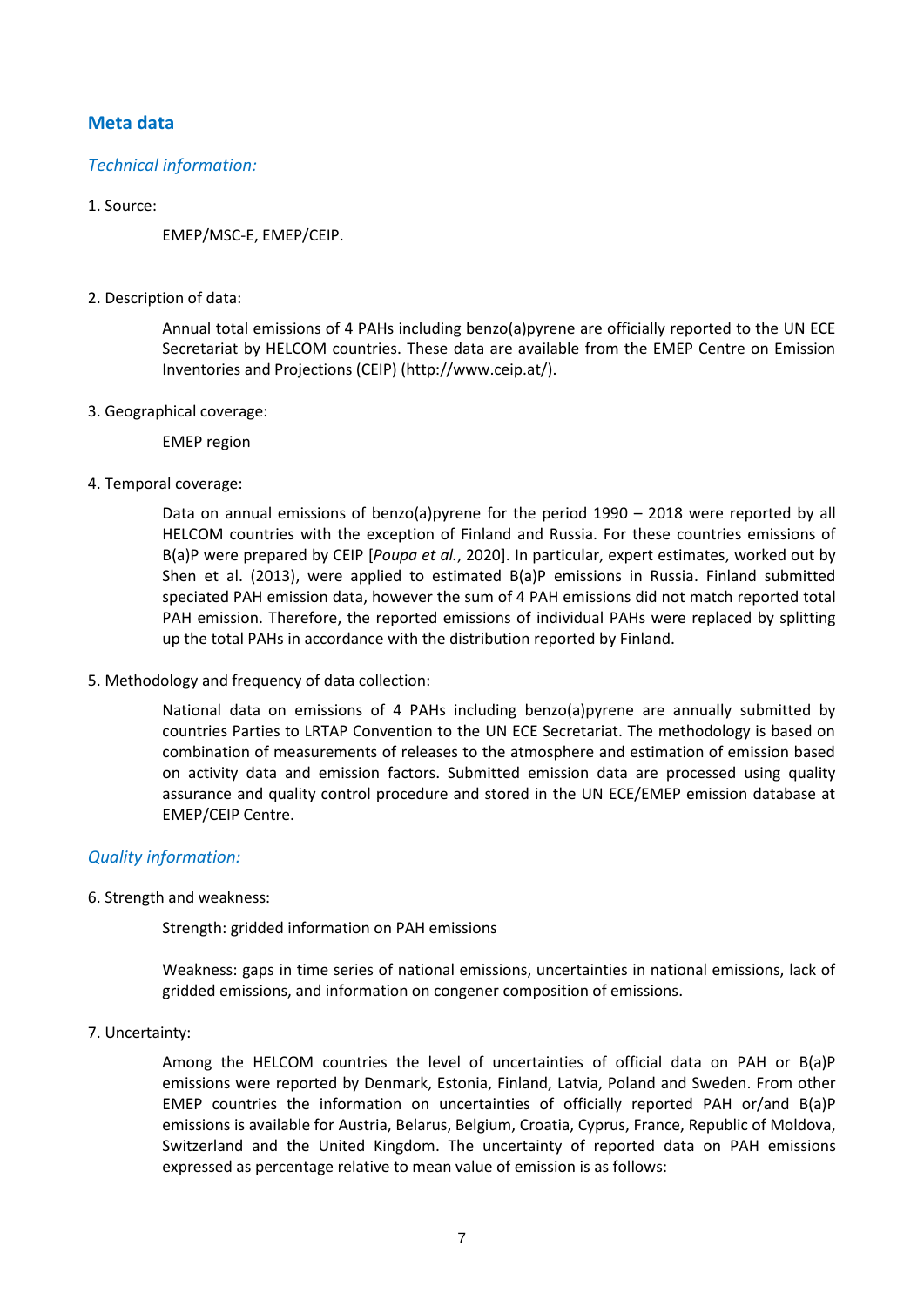## Meta data

### *Technical information:*

1. Source:

   EMEP/MSC-E, EMEP/CEIP.

2. Description of data:

   Annual total emissions of 4 PAHs including benzo(a)pyrene are officially reported to the UN ECE Secretariat by HELCOM countries. These data are available from the EMEP Centre on Emission Inventories and Projections (CEIP) (http://www.ceip.at/).

3. Geographical coverage:

   EMEP region

4. Temporal coverage:

   Data on annual emissions of benzo(a)pyrene for the period 1990 – 2018 were reported by all HELCOM countries with the exception of Finland and Russia. For these countries emissions of B(a)P were prepared by CEIP [*Poupa et al.*, 2020]. In particular, expert estimates, worked out by Shen et al. (2013), were applied to estimated B(a)P emissions in Russia. Finland submitted speciated PAH emission data, however the sum of 4 PAH emissions did not match reported total PAH emission. Therefore, the reported emissions of individual PAHs were replaced by splitting up the total PAHs in accordance with the distribution reported by Finland.

5. Methodology and frequency of data collection:

   National data on emissions of 4 PAHs including benzo(a)pyrene are annually submitted by countries Parties to LRTAP Convention to the UN ECE Secretariat. The methodology is based on combination of measurements of releases to the atmosphere and estimation of emission based on activity data and emission factors. Submitted emission data are processed using quality assurance and quality control procedure and stored in the UN ECE/EMEP emission database at EMEP/CEIP Centre.

### *Quality information:*

6. Strength and weakness:

   Strength: gridded information on PAH emissions

   Weakness: gaps in time series of national emissions, uncertainties in national emissions, lack of gridded emissions, and information on congener composition of emissions.

7. Uncertainty:

   Among the HELCOM countries the level of uncertainties of official data on PAH or B(a)P emissions were reported by Denmark, Estonia, Finland, Latvia, Poland and Sweden. From other EMEP countries the information on uncertainties of officially reported PAH or/and B(a)P emissions is available for Austria, Belarus, Belgium, Croatia, Cyprus, France, Republic of Moldova, Switzerland and the United Kingdom. The uncertainty of reported data on PAH emissions expressed as percentage relative to mean value of emission is as follows: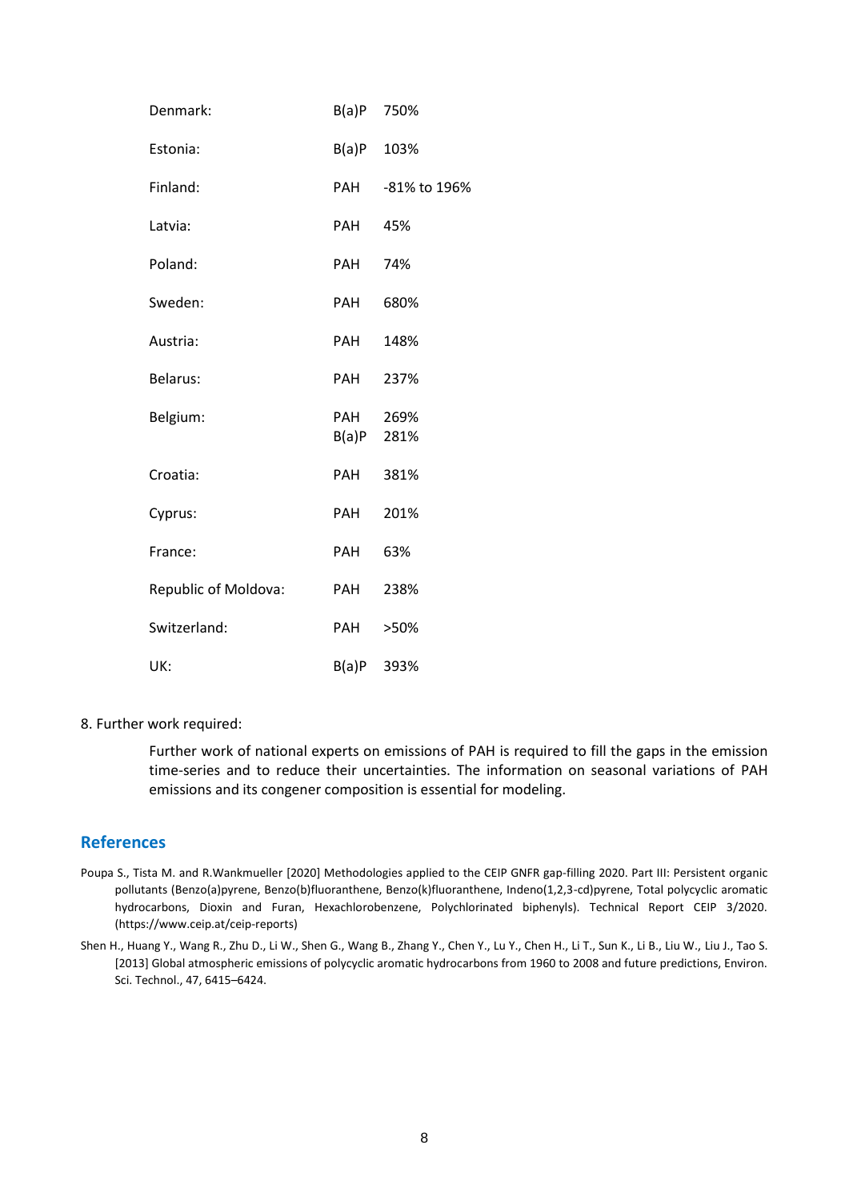| | | |
|---|---|---|
| Denmark: | B(a)P | 750% |
| Estonia: | B(a)P | 103% |
| Finland: | PAH | -81% to 196% |
| Latvia: | PAH | 45% |
| Poland: | PAH | 74% |
| Sweden: | PAH | 680% |
| Austria: | PAH | 148% |
| Belarus: | PAH | 237% |
| Belgium: | PAH<br>B(a)P | 269%<br>281% |
| Croatia: | PAH | 381% |
| Cyprus: | PAH | 201% |
| France: | PAH | 63% |
| Republic of Moldova: | PAH | 238% |
| Switzerland: | PAH | >50% |
| UK: | B(a)P | 393% |

8. Further work required:

Further work of national experts on emissions of PAH is required to fill the gaps in the emission time-series and to reduce their uncertainties. The information on seasonal variations of PAH emissions and its congener composition is essential for modeling.

## References

Poupa S., Tista M. and R.Wankmueller [2020] Methodologies applied to the CEIP GNFR gap-filling 2020. Part III: Persistent organic pollutants (Benzo(a)pyrene, Benzo(b)fluoranthene, Benzo(k)fluoranthene, Indeno(1,2,3-cd)pyrene, Total polycyclic aromatic hydrocarbons, Dioxin and Furan, Hexachlorobenzene, Polychlorinated biphenyls). Technical Report CEIP 3/2020. (https://www.ceip.at/ceip-reports)

Shen H., Huang Y., Wang R., Zhu D., Li W., Shen G., Wang B., Zhang Y., Chen Y., Lu Y., Chen H., Li T., Sun K., Li B., Liu W., Liu J., Tao S. [2013] Global atmospheric emissions of polycyclic aromatic hydrocarbons from 1960 to 2008 and future predictions, Environ. Sci. Technol., 47, 6415–6424.